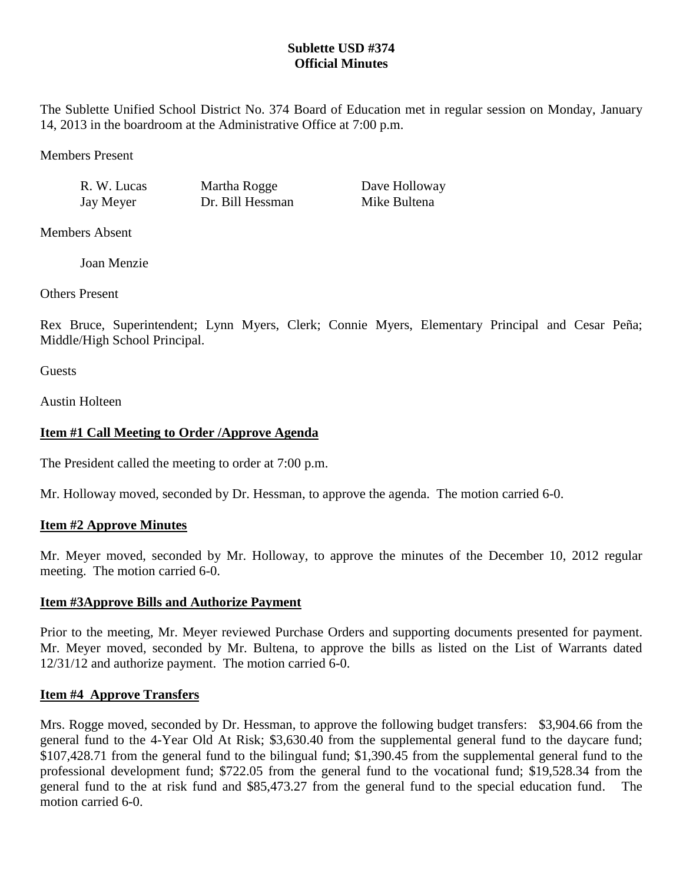**Sublette USD #374**
**Official Minutes**

The Sublette Unified School District No. 374 Board of Education met in regular session on Monday, January 14, 2013 in the boardroom at the Administrative Office at 7:00 p.m.

Members Present

| | | |
|---|---|---|
| R. W. Lucas | Martha Rogge | Dave Holloway |
| Jay Meyer | Dr. Bill Hessman | Mike Bultena |

Members Absent

Joan Menzie

Others Present

Rex Bruce, Superintendent; Lynn Myers, Clerk; Connie Myers, Elementary Principal and Cesar Peña; Middle/High School Principal.

Guests

Austin Holteen

**Item #1 Call Meeting to Order /Approve Agenda**

The President called the meeting to order at 7:00 p.m.

Mr. Holloway moved, seconded by Dr. Hessman, to approve the agenda. The motion carried 6-0.

**Item #2 Approve Minutes**

Mr. Meyer moved, seconded by Mr. Holloway, to approve the minutes of the December 10, 2012 regular meeting. The motion carried 6-0.

**Item #3Approve Bills and Authorize Payment**

Prior to the meeting, Mr. Meyer reviewed Purchase Orders and supporting documents presented for payment. Mr. Meyer moved, seconded by Mr. Bultena, to approve the bills as listed on the List of Warrants dated 12/31/12 and authorize payment. The motion carried 6-0.

**Item #4 Approve Transfers**

Mrs. Rogge moved, seconded by Dr. Hessman, to approve the following budget transfers: $3,904.66 from the general fund to the 4-Year Old At Risk; $3,630.40 from the supplemental general fund to the daycare fund; $107,428.71 from the general fund to the bilingual fund; $1,390.45 from the supplemental general fund to the professional development fund; $722.05 from the general fund to the vocational fund; $19,528.34 from the general fund to the at risk fund and $85,473.27 from the general fund to the special education fund. The motion carried 6-0.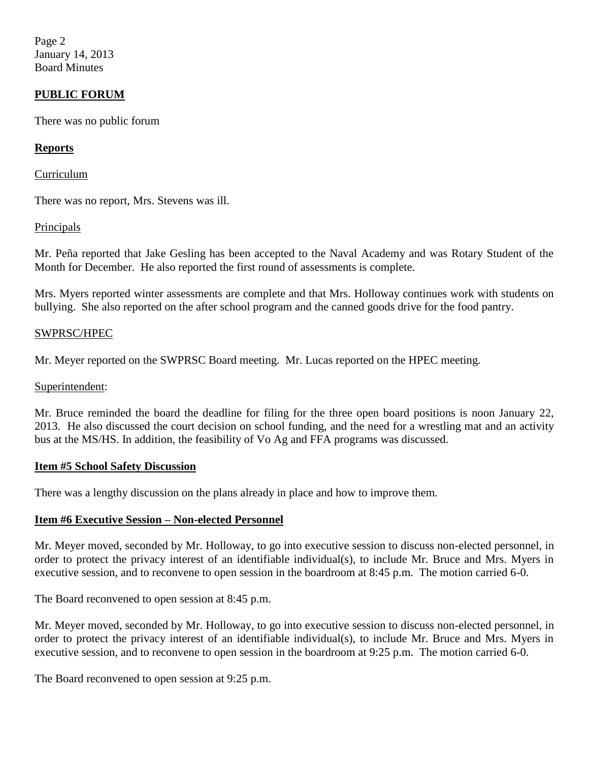## PUBLIC FORUM

There was no public forum

## Reports

Curriculum

There was no report, Mrs. Stevens was ill.

Principals

Mr. Peña reported that Jake Gesling has been accepted to the Naval Academy and was Rotary Student of the Month for December. He also reported the first round of assessments is complete.

Mrs. Myers reported winter assessments are complete and that Mrs. Holloway continues work with students on bullying. She also reported on the after school program and the canned goods drive for the food pantry.

SWPRSC/HPEC

Mr. Meyer reported on the SWPRSC Board meeting. Mr. Lucas reported on the HPEC meeting.

Superintendent:

Mr. Bruce reminded the board the deadline for filing for the three open board positions is noon January 22, 2013. He also discussed the court decision on school funding, and the need for a wrestling mat and an activity bus at the MS/HS. In addition, the feasibility of Vo Ag and FFA programs was discussed.

## Item #5 School Safety Discussion

There was a lengthy discussion on the plans already in place and how to improve them.

## Item #6 Executive Session – Non-elected Personnel

Mr. Meyer moved, seconded by Mr. Holloway, to go into executive session to discuss non-elected personnel, in order to protect the privacy interest of an identifiable individual(s), to include Mr. Bruce and Mrs. Myers in executive session, and to reconvene to open session in the boardroom at 8:45 p.m. The motion carried 6-0.

The Board reconvened to open session at 8:45 p.m.

Mr. Meyer moved, seconded by Mr. Holloway, to go into executive session to discuss non-elected personnel, in order to protect the privacy interest of an identifiable individual(s), to include Mr. Bruce and Mrs. Myers in executive session, and to reconvene to open session in the boardroom at 9:25 p.m. The motion carried 6-0.

The Board reconvened to open session at 9:25 p.m.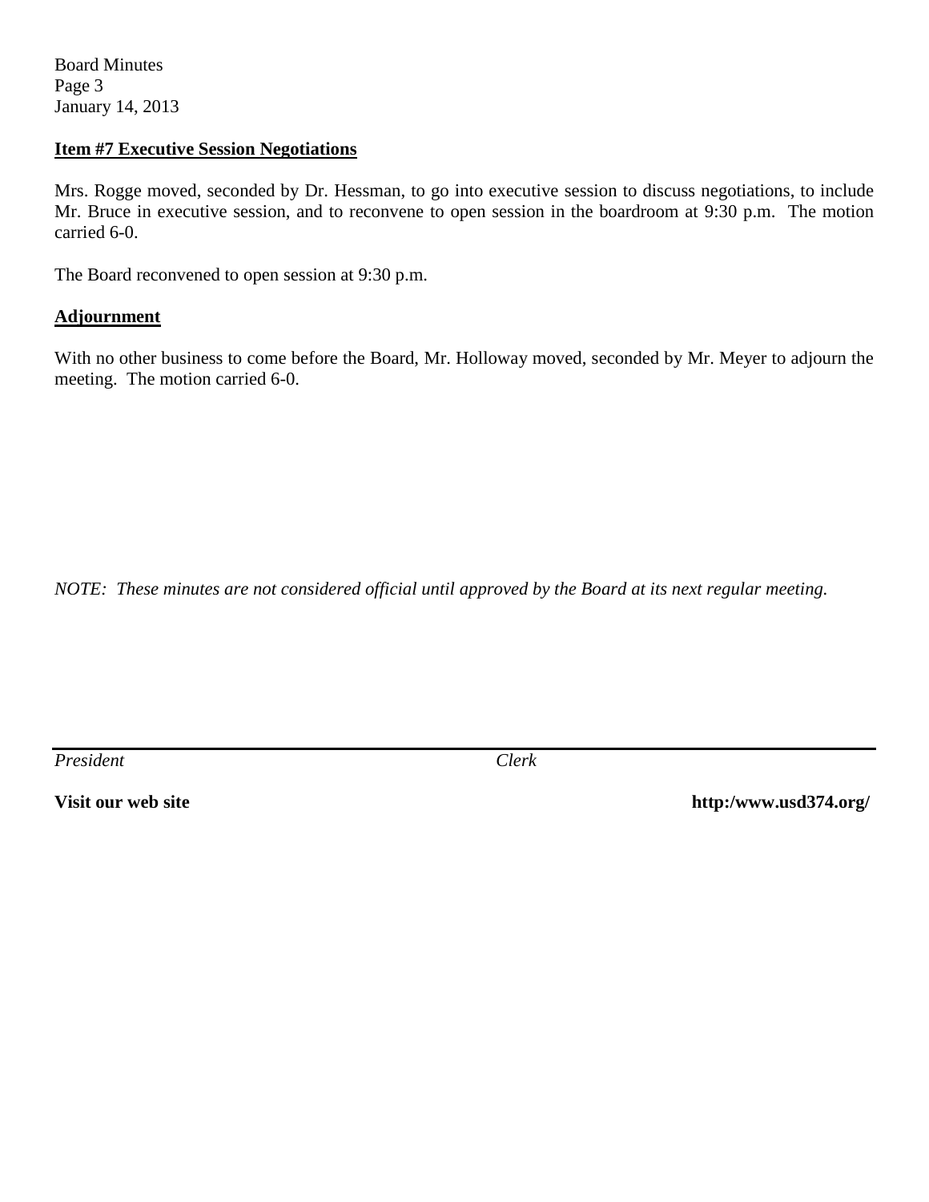**Item #7 Executive Session Negotiations**

Mrs. Rogge moved, seconded by Dr. Hessman, to go into executive session to discuss negotiations, to include Mr. Bruce in executive session, and to reconvene to open session in the boardroom at 9:30 p.m. The motion carried 6-0.

The Board reconvened to open session at 9:30 p.m.

**Adjournment**

With no other business to come before the Board, Mr. Holloway moved, seconded by Mr. Meyer to adjourn the meeting. The motion carried 6-0.

*NOTE: These minutes are not considered official until approved by the Board at its next regular meeting.*

*President* *Clerk*

**Visit our web site** **http:/www.usd374.org/**